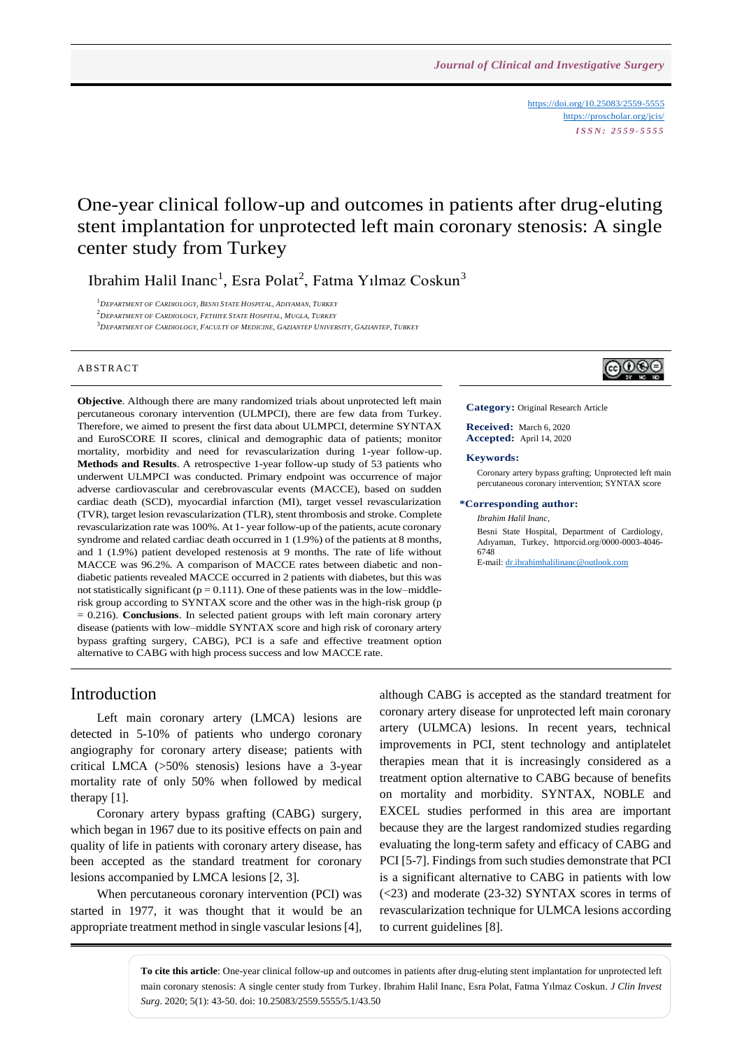Journal of Clinical and Investigative Surgery

https://doi.org/10.25083/2559-5555
https://proscholar.org/jcis/
ISSN: 2559-5555

# One-year clinical follow-up and outcomes in patients after drug-eluting stent implantation for unprotected left main coronary stenosis: A single center study from Turkey

Ibrahim Halil Inanc[1], Esra Polat[2], Fatma Yılmaz Coskun[3]

[1]Department of Cardiology, Besni State Hospital, Adiyaman, Turkey
[2]Department of Cardiology, Fethiye State Hospital, Mugla, Turkey
[3]Department of Cardiology, Faculty of Medicine, Gaziantep University, Gaziantep, Turkey

## Abstract

**Objective**. Although there are many randomized trials about unprotected left main percutaneous coronary intervention (ULMPCI), there are few data from Turkey. Therefore, we aimed to present the first data about ULMPCI, determine SYNTAX and EuroSCORE II scores, clinical and demographic data of patients; monitor mortality, morbidity and need for revascularization during 1-year follow-up. **Methods and Results**. A retrospective 1-year follow-up study of 53 patients who underwent ULMPCI was conducted. Primary endpoint was occurrence of major adverse cardiovascular and cerebrovascular events (MACCE), based on sudden cardiac death (SCD), myocardial infarction (MI), target vessel revascularization (TVR), target lesion revascularization (TLR), stent thrombosis and stroke. Complete revascularization rate was 100%. At 1- year follow-up of the patients, acute coronary syndrome and related cardiac death occurred in 1 (1.9%) of the patients at 8 months, and 1 (1.9%) patient developed restenosis at 9 months. The rate of life without MACCE was 96.2%. A comparison of MACCE rates between diabetic and non-diabetic patients revealed MACCE occurred in 2 patients with diabetes, but this was not statistically significant ($p = 0.111$). One of these patients was in the low–middle-risk group according to SYNTAX score and the other was in the high-risk group ($p = 0.216$). **Conclusions**. In selected patient groups with left main coronary artery disease (patients with low–middle SYNTAX score and high risk of coronary artery bypass grafting surgery, CABG), PCI is a safe and effective treatment option alternative to CABG with high process success and low MACCE rate.

**Category:** Original Research Article

**Received:** March 6, 2020
**Accepted:** April 14, 2020

**Keywords:**

Coronary artery bypass grafting; Unprotected left main percutaneous coronary intervention; SYNTAX score

**\*Corresponding author:**

*Ibrahim Halil Inanc,*

Besni State Hospital, Department of Cardiology, Adıyaman, Turkey, httporcid.org/0000-0003-4046-6748

E-mail: dr.ibrahimhalilinanc@outlook.com

## Introduction

Left main coronary artery (LMCA) lesions are detected in 5-10% of patients who undergo coronary angiography for coronary artery disease; patients with critical LMCA (>50% stenosis) lesions have a 3-year mortality rate of only 50% when followed by medical therapy [1].

Coronary artery bypass grafting (CABG) surgery, which began in 1967 due to its positive effects on pain and quality of life in patients with coronary artery disease, has been accepted as the standard treatment for coronary lesions accompanied by LMCA lesions [2, 3].

When percutaneous coronary intervention (PCI) was started in 1977, it was thought that it would be an appropriate treatment method in single vascular lesions [4], although CABG is accepted as the standard treatment for coronary artery disease for unprotected left main coronary artery (ULMCA) lesions. In recent years, technical improvements in PCI, stent technology and antiplatelet therapies mean that it is increasingly considered as a treatment option alternative to CABG because of benefits on mortality and morbidity. SYNTAX, NOBLE and EXCEL studies performed in this area are important because they are the largest randomized studies regarding evaluating the long-term safety and efficacy of CABG and PCI [5-7]. Findings from such studies demonstrate that PCI is a significant alternative to CABG in patients with low (<23) and moderate (23-32) SYNTAX scores in terms of revascularization technique for ULMCA lesions according to current guidelines [8].

**To cite this article**: One-year clinical follow-up and outcomes in patients after drug-eluting stent implantation for unprotected left main coronary stenosis: A single center study from Turkey. Ibrahim Halil Inanc, Esra Polat, Fatma Yılmaz Coskun. *J Clin Invest Surg*. 2020; 5(1): 43-50. doi: 10.25083/2559.5555/5.1/43.50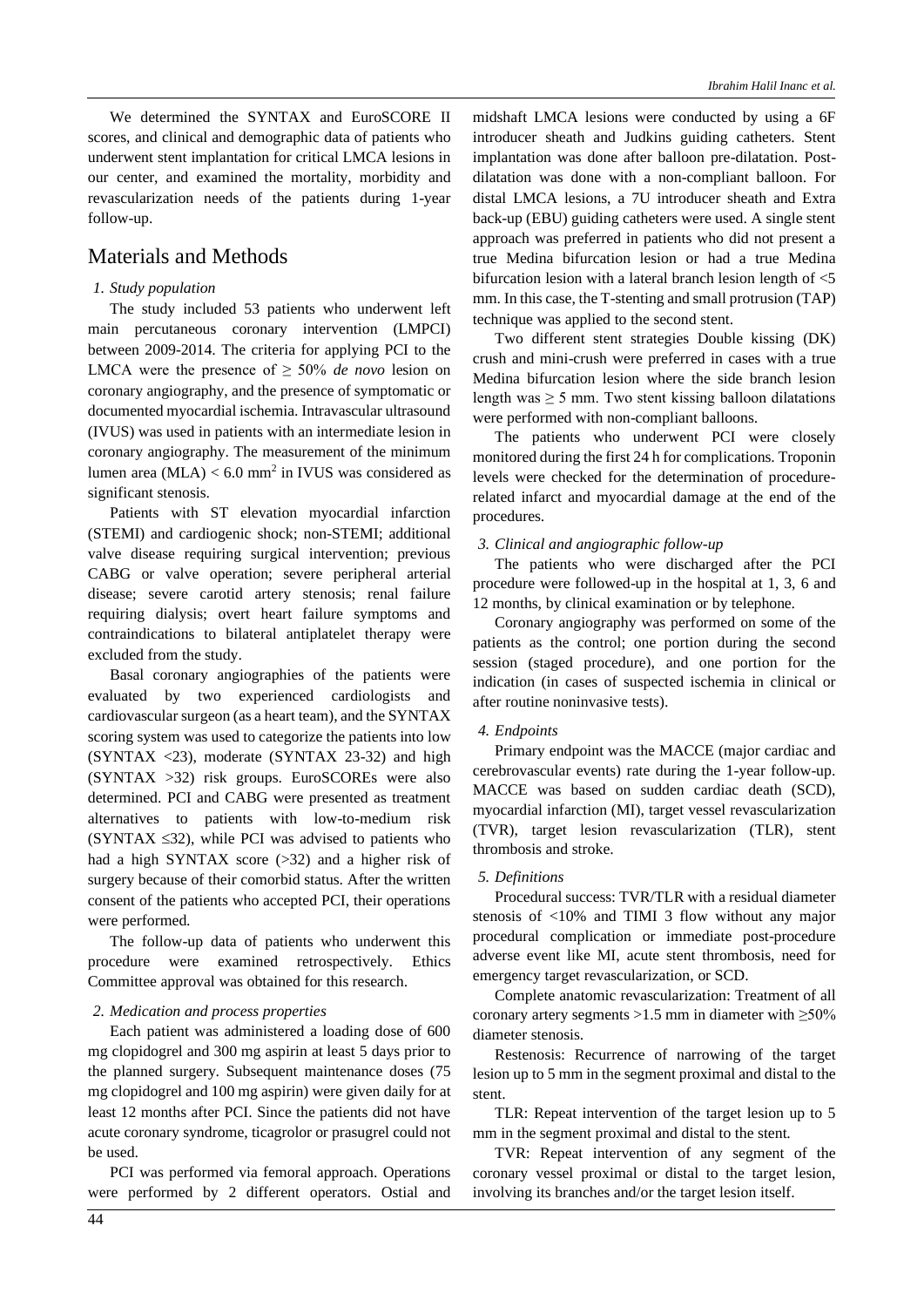We determined the SYNTAX and EuroSCORE II scores, and clinical and demographic data of patients who underwent stent implantation for critical LMCA lesions in our center, and examined the mortality, morbidity and revascularization needs of the patients during 1-year follow-up.

# Materials and Methods

### *1. Study population*

The study included 53 patients who underwent left main percutaneous coronary intervention (LMPCI) between 2009-2014. The criteria for applying PCI to the LMCA were the presence of ≥ 50% *de novo* lesion on coronary angiography, and the presence of symptomatic or documented myocardial ischemia. Intravascular ultrasound (IVUS) was used in patients with an intermediate lesion in coronary angiography. The measurement of the minimum lumen area (MLA) < 6.0 mm$^2$ in IVUS was considered as significant stenosis.

Patients with ST elevation myocardial infarction (STEMI) and cardiogenic shock; non-STEMI; additional valve disease requiring surgical intervention; previous CABG or valve operation; severe peripheral arterial disease; severe carotid artery stenosis; renal failure requiring dialysis; overt heart failure symptoms and contraindications to bilateral antiplatelet therapy were excluded from the study.

Basal coronary angiographies of the patients were evaluated by two experienced cardiologists and cardiovascular surgeon (as a heart team), and the SYNTAX scoring system was used to categorize the patients into low (SYNTAX <23), moderate (SYNTAX 23-32) and high (SYNTAX >32) risk groups. EuroSCOREs were also determined. PCI and CABG were presented as treatment alternatives to patients with low-to-medium risk (SYNTAX ≤32), while PCI was advised to patients who had a high SYNTAX score (>32) and a higher risk of surgery because of their comorbid status. After the written consent of the patients who accepted PCI, their operations were performed.

The follow-up data of patients who underwent this procedure were examined retrospectively. Ethics Committee approval was obtained for this research.

### *2. Medication and process properties*

Each patient was administered a loading dose of 600 mg clopidogrel and 300 mg aspirin at least 5 days prior to the planned surgery. Subsequent maintenance doses (75 mg clopidogrel and 100 mg aspirin) were given daily for at least 12 months after PCI. Since the patients did not have acute coronary syndrome, ticagrolor or prasugrel could not be used.

PCI was performed via femoral approach. Operations were performed by 2 different operators. Ostial and midshaft LMCA lesions were conducted by using a 6F introducer sheath and Judkins guiding catheters. Stent implantation was done after balloon pre-dilatation. Post-dilatation was done with a non-compliant balloon. For distal LMCA lesions, a 7U introducer sheath and Extra back-up (EBU) guiding catheters were used. A single stent approach was preferred in patients who did not present a true Medina bifurcation lesion or had a true Medina bifurcation lesion with a lateral branch lesion length of <5 mm. In this case, the T-stenting and small protrusion (TAP) technique was applied to the second stent.

Two different stent strategies Double kissing (DK) crush and mini-crush were preferred in cases with a true Medina bifurcation lesion where the side branch lesion length was ≥ 5 mm. Two stent kissing balloon dilatations were performed with non-compliant balloons.

The patients who underwent PCI were closely monitored during the first 24 h for complications. Troponin levels were checked for the determination of procedure-related infarct and myocardial damage at the end of the procedures.

### *3. Clinical and angiographic follow-up*

The patients who were discharged after the PCI procedure were followed-up in the hospital at 1, 3, 6 and 12 months, by clinical examination or by telephone.

Coronary angiography was performed on some of the patients as the control; one portion during the second session (staged procedure), and one portion for the indication (in cases of suspected ischemia in clinical or after routine noninvasive tests).

### *4. Endpoints*

Primary endpoint was the MACCE (major cardiac and cerebrovascular events) rate during the 1-year follow-up. MACCE was based on sudden cardiac death (SCD), myocardial infarction (MI), target vessel revascularization (TVR), target lesion revascularization (TLR), stent thrombosis and stroke.

### *5. Definitions*

Procedural success: TVR/TLR with a residual diameter stenosis of <10% and TIMI 3 flow without any major procedural complication or immediate post-procedure adverse event like MI, acute stent thrombosis, need for emergency target revascularization, or SCD.

Complete anatomic revascularization: Treatment of all coronary artery segments >1.5 mm in diameter with ≥50% diameter stenosis.

Restenosis: Recurrence of narrowing of the target lesion up to 5 mm in the segment proximal and distal to the stent.

TLR: Repeat intervention of the target lesion up to 5 mm in the segment proximal and distal to the stent.

TVR: Repeat intervention of any segment of the coronary vessel proximal or distal to the target lesion, involving its branches and/or the target lesion itself.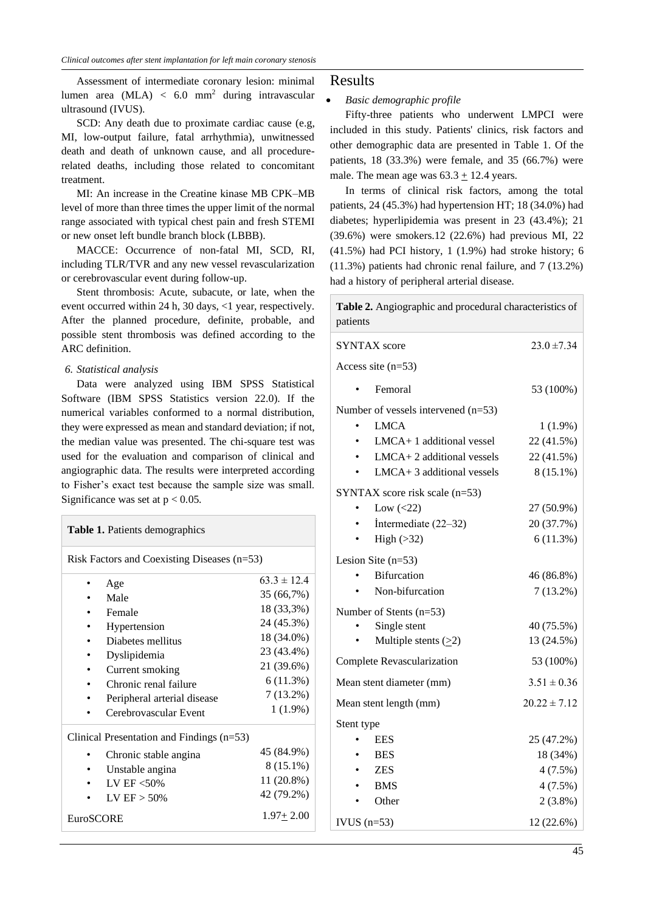Assessment of intermediate coronary lesion: minimal lumen area (MLA) < 6.0 mm$^2$ during intravascular ultrasound (IVUS).

SCD: Any death due to proximate cardiac cause (e.g, MI, low-output failure, fatal arrhythmia), unwitnessed death and death of unknown cause, and all procedure-related deaths, including those related to concomitant treatment.

MI: An increase in the Creatine kinase MB CPK–MB level of more than three times the upper limit of the normal range associated with typical chest pain and fresh STEMI or new onset left bundle branch block (LBBB).

MACCE: Occurrence of non-fatal MI, SCD, RI, including TLR/TVR and any new vessel revascularization or cerebrovascular event during follow-up.

Stent thrombosis: Acute, subacute, or late, when the event occurred within 24 h, 30 days, <1 year, respectively. After the planned procedure, definite, probable, and possible stent thrombosis was defined according to the ARC definition.

### *6. Statistical analysis*

Data were analyzed using IBM SPSS Statistical Software (IBM SPSS Statistics version 22.0). If the numerical variables conformed to a normal distribution, they were expressed as mean and standard deviation; if not, the median value was presented. The chi-square test was used for the evaluation and comparison of clinical and angiographic data. The results were interpreted according to Fisher's exact test because the sample size was small. Significance was set at $p < 0.05$.

**Table 1.** Patients demographics

| Risk Factors and Coexisting Diseases (n=53) | |
|---|---|
| • Age | 63.3 ± 12.4 |
| • Male | 35 (66,7%) |
| • Female | 18 (33,3%) |
| • Hypertension | 24 (45.3%) |
| • Diabetes mellitus | 18 (34.0%) |
| • Dyslipidemia | 23 (43.4%) |
| • Current smoking | 21 (39.6%) |
| • Chronic renal failure | 6 (11.3%) |
| • Peripheral arterial disease | 7 (13.2%) |
| • Cerebrovascular Event | 1 (1.9%) |
| **Clinical Presentation and Findings (n=53)** | |
| • Chronic stable angina | 45 (84.9%) |
| • Unstable angina | 8 (15.1%) |
| • LV EF <50% | 11 (20.8%) |
| • LV EF > 50% | 42 (79.2%) |
| EuroSCORE | 1.97± 2.00 |

# Results

- *Basic demographic profile*

Fifty-three patients who underwent LMPCI were included in this study. Patients' clinics, risk factors and other demographic data are presented in Table 1. Of the patients, 18 (33.3%) were female, and 35 (66.7%) were male. The mean age was 63.3 ± 12.4 years.

In terms of clinical risk factors, among the total patients, 24 (45.3%) had hypertension HT; 18 (34.0%) had diabetes; hyperlipidemia was present in 23 (43.4%); 21 (39.6%) were smokers.12 (22.6%) had previous MI, 22 (41.5%) had PCI history, 1 (1.9%) had stroke history; 6 (11.3%) patients had chronic renal failure, and 7 (13.2%) had a history of peripheral arterial disease.

**Table 2.** Angiographic and procedural characteristics of patients

| | |
|---|---|
| SYNTAX score | 23.0 ±7.34 |
| Access site (n=53) | |
| • Femoral | 53 (100%) |
| Number of vessels intervened (n=53) | |
| • LMCA | 1 (1.9%) |
| • LMCA+ 1 additional vessel | 22 (41.5%) |
| • LMCA+ 2 additional vessels | 22 (41.5%) |
| • LMCA+ 3 additional vessels | 8 (15.1%) |
| SYNTAX score risk scale (n=53) | |
| • Low (<22) | 27 (50.9%) |
| • İntermediate (22–32) | 20 (37.7%) |
| • High (>32) | 6 (11.3%) |
| Lesion Site (n=53) | |
| • Bifurcation | 46 (86.8%) |
| • Non-bifurcation | 7 (13.2%) |
| Number of Stents (n=53) | |
| • Single stent | 40 (75.5%) |
| • Multiple stents (≥2) | 13 (24.5%) |
| Complete Revascularization | 53 (100%) |
| Mean stent diameter (mm) | 3.51 ± 0.36 |
| Mean stent length (mm) | 20.22 ± 7.12 |
| Stent type | |
| • EES | 25 (47.2%) |
| • BES | 18 (34%) |
| • ZES | 4 (7.5%) |
| • BMS | 4 (7.5%) |
| • Other | 2 (3.8%) |
| IVUS (n=53) | 12 (22.6%) |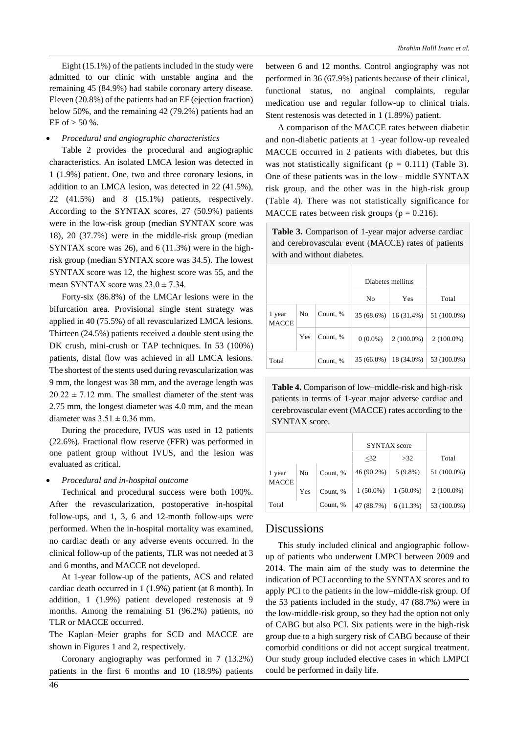Eight (15.1%) of the patients included in the study were admitted to our clinic with unstable angina and the remaining 45 (84.9%) had stabile coronary artery disease. Eleven (20.8%) of the patients had an EF (ejection fraction) below 50%, and the remaining 42 (79.2%) patients had an EF of > 50 %.

- *Procedural and angiographic characteristics*

Table 2 provides the procedural and angiographic characteristics. An isolated LMCA lesion was detected in 1 (1.9%) patient. One, two and three coronary lesions, in addition to an LMCA lesion, was detected in 22 (41.5%), 22 (41.5%) and 8 (15.1%) patients, respectively. According to the SYNTAX scores, 27 (50.9%) patients were in the low-risk group (median SYNTAX score was 18), 20 (37.7%) were in the middle-risk group (median SYNTAX score was 26), and 6 (11.3%) were in the high-risk group (median SYNTAX score was 34.5). The lowest SYNTAX score was 12, the highest score was 55, and the mean SYNTAX score was $23.0 \pm 7.34$.

Forty-six (86.8%) of the LMCAr lesions were in the bifurcation area. Provisional single stent strategy was applied in 40 (75.5%) of all revascularized LMCA lesions. Thirteen (24.5%) patients received a double stent using the DK crush, mini-crush or TAP techniques. In 53 (100%) patients, distal flow was achieved in all LMCA lesions. The shortest of the stents used during revascularization was 9 mm, the longest was 38 mm, and the average length was $20.22 \pm 7.12$ mm. The smallest diameter of the stent was 2.75 mm, the longest diameter was 4.0 mm, and the mean diameter was $3.51 \pm 0.36$ mm.

During the procedure, IVUS was used in 12 patients (22.6%). Fractional flow reserve (FFR) was performed in one patient group without IVUS, and the lesion was evaluated as critical.

- *Procedural and in-hospital outcome*

Technical and procedural success were both 100%. After the revascularization, postoperative in-hospital follow-ups, and 1, 3, 6 and 12-month follow-ups were performed. When the in-hospital mortality was examined, no cardiac death or any adverse events occurred. In the clinical follow-up of the patients, TLR was not needed at 3 and 6 months, and MACCE not developed.

At 1-year follow-up of the patients, ACS and related cardiac death occurred in 1 (1.9%) patient (at 8 month). In addition, 1 (1.9%) patient developed restenosis at 9 months. Among the remaining 51 (96.2%) patients, no TLR or MACCE occurred.

The Kaplan–Meier graphs for SCD and MACCE are shown in Figures 1 and 2, respectively.

Coronary angiography was performed in 7 (13.2%) patients in the first 6 months and 10 (18.9%) patients between 6 and 12 months. Control angiography was not performed in 36 (67.9%) patients because of their clinical, functional status, no anginal complaints, regular medication use and regular follow-up to clinical trials. Stent restenosis was detected in 1 (1.89%) patient.

A comparison of the MACCE rates between diabetic and non-diabetic patients at 1 -year follow-up revealed MACCE occurred in 2 patients with diabetes, but this was not statistically significant ($p = 0.111$) (Table 3). One of these patients was in the low– middle SYNTAX risk group, and the other was in the high-risk group (Table 4). There was not statistically significance for MACCE rates between risk groups ($p = 0.216$).

**Table 3.** Comparison of 1-year major adverse cardiac and cerebrovascular event (MACCE) rates of patients with and without diabetes.

| | | | Diabetes mellitus | | |
|---|---|---|---|---|---|
| | | | No | Yes | Total |
| 1 year MACCE | No | Count, % | 35 (68.6%) | 16 (31.4%) | 51 (100.0%) |
| | Yes | Count, % | 0 (0.0%) | 2 (100.0%) | 2 (100.0%) |
| Total | | Count, % | 35 (66.0%) | 18 (34.0%) | 53 (100.0%) |

**Table 4.** Comparison of low–middle-risk and high-risk patients in terms of 1-year major adverse cardiac and cerebrovascular event (MACCE) rates according to the SYNTAX score.

| | | | SYNTAX score | | |
|---|---|---|---|---|---|
| | | | $\leq 32$ | $>32$ | Total |
| 1 year MACCE | No | Count, % | 46 (90.2%) | 5 (9.8%) | 51 (100.0%) |
| | Yes | Count, % | 1 (50.0%) | 1 (50.0%) | 2 (100.0%) |
| Total | | Count, % | 47 (88.7%) | 6 (11.3%) | 53 (100.0%) |

## Discussions

This study included clinical and angiographic follow-up of patients who underwent LMPCI between 2009 and 2014. The main aim of the study was to determine the indication of PCI according to the SYNTAX scores and to apply PCI to the patients in the low–middle-risk group. Of the 53 patients included in the study, 47 (88.7%) were in the low-middle-risk group, so they had the option not only of CABG but also PCI. Six patients were in the high-risk group due to a high surgery risk of CABG because of their comorbid conditions or did not accept surgical treatment. Our study group included elective cases in which LMPCI could be performed in daily life.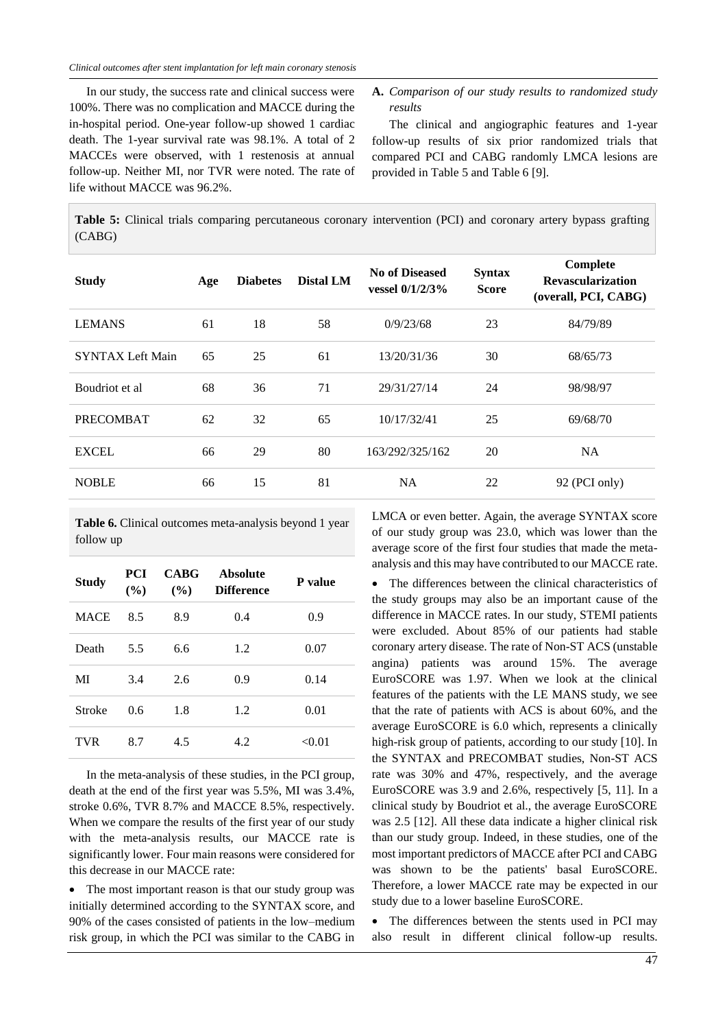In our study, the success rate and clinical success were 100%. There was no complication and MACCE during the in-hospital period. One-year follow-up showed 1 cardiac death. The 1-year survival rate was 98.1%. A total of 2 MACCEs were observed, with 1 restenosis at annual follow-up. Neither MI, nor TVR were noted. The rate of life without MACCE was 96.2%.

**A.** *Comparison of our study results to randomized study results*

The clinical and angiographic features and 1-year follow-up results of six prior randomized trials that compared PCI and CABG randomly LMCA lesions are provided in Table 5 and Table 6 [9].

**Table 5:** Clinical trials comparing percutaneous coronary intervention (PCI) and coronary artery bypass grafting (CABG)

| Study | Age | Diabetes | Distal LM | No of Diseased vessel 0/1/2/3% | Syntax Score | Complete Revascularization (overall, PCI, CABG) |
|---|---|---|---|---|---|---|
| LEMANS | 61 | 18 | 58 | 0/9/23/68 | 23 | 84/79/89 |
| SYNTAX Left Main | 65 | 25 | 61 | 13/20/31/36 | 30 | 68/65/73 |
| Boudriot et al | 68 | 36 | 71 | 29/31/27/14 | 24 | 98/98/97 |
| PRECOMBAT | 62 | 32 | 65 | 10/17/32/41 | 25 | 69/68/70 |
| EXCEL | 66 | 29 | 80 | 163/292/325/162 | 20 | NA |
| NOBLE | 66 | 15 | 81 | NA | 22 | 92 (PCI only) |

**Table 6.** Clinical outcomes meta-analysis beyond 1 year follow up

| Study | PCI (%) | CABG (%) | Absolute Difference | P value |
|---|---|---|---|---|
| MACE | 8.5 | 8.9 | 0.4 | 0.9 |
| Death | 5.5 | 6.6 | 1.2 | 0.07 |
| MI | 3.4 | 2.6 | 0.9 | 0.14 |
| Stroke | 0.6 | 1.8 | 1.2 | 0.01 |
| TVR | 8.7 | 4.5 | 4.2 | <0.01 |

In the meta-analysis of these studies, in the PCI group, death at the end of the first year was 5.5%, MI was 3.4%, stroke 0.6%, TVR 8.7% and MACCE 8.5%, respectively. When we compare the results of the first year of our study with the meta-analysis results, our MACCE rate is significantly lower. Four main reasons were considered for this decrease in our MACCE rate:

- The most important reason is that our study group was initially determined according to the SYNTAX score, and 90% of the cases consisted of patients in the low–medium risk group, in which the PCI was similar to the CABG in LMCA or even better. Again, the average SYNTAX score of our study group was 23.0, which was lower than the average score of the first four studies that made the meta-analysis and this may have contributed to our MACCE rate.
- The differences between the clinical characteristics of the study groups may also be an important cause of the difference in MACCE rates. In our study, STEMI patients were excluded. About 85% of our patients had stable coronary artery disease. The rate of Non-ST ACS (unstable angina) patients was around 15%. The average EuroSCORE was 1.97. When we look at the clinical features of the patients with the LE MANS study, we see that the rate of patients with ACS is about 60%, and the average EuroSCORE is 6.0 which, represents a clinically high-risk group of patients, according to our study [10]. In the SYNTAX and PRECOMBAT studies, Non-ST ACS rate was 30% and 47%, respectively, and the average EuroSCORE was 3.9 and 2.6%, respectively [5, 11]. In a clinical study by Boudriot et al., the average EuroSCORE was 2.5 [12]. All these data indicate a higher clinical risk than our study group. Indeed, in these studies, one of the most important predictors of MACCE after PCI and CABG was shown to be the patients' basal EuroSCORE. Therefore, a lower MACCE rate may be expected in our study due to a lower baseline EuroSCORE.
- The differences between the stents used in PCI may also result in different clinical follow-up results.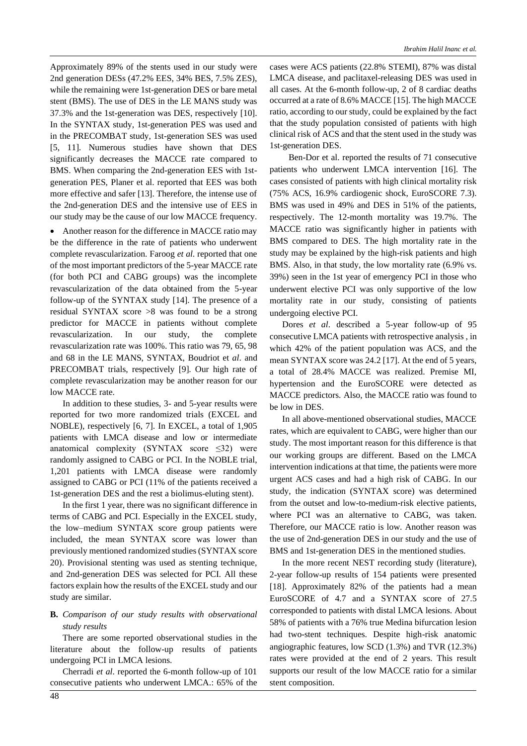Approximately 89% of the stents used in our study were 2nd generation DESs (47.2% EES, 34% BES, 7.5% ZES), while the remaining were 1st-generation DES or bare metal stent (BMS). The use of DES in the LE MANS study was 37.3% and the 1st-generation was DES, respectively [10]. In the SYNTAX study, 1st-generation PES was used and in the PRECOMBAT study, 1st-generation SES was used [5, 11]. Numerous studies have shown that DES significantly decreases the MACCE rate compared to BMS. When comparing the 2nd-generation EES with 1st-generation PES, Planer et al. reported that EES was both more effective and safer [13]. Therefore, the intense use of the 2nd-generation DES and the intensive use of EES in our study may be the cause of our low MACCE frequency.

- Another reason for the difference in MACCE ratio may be the difference in the rate of patients who underwent complete revascularization. Faroog *et al*. reported that one of the most important predictors of the 5-year MACCE rate (for both PCI and CABG groups) was the incomplete revascularization of the data obtained from the 5-year follow-up of the SYNTAX study [14]. The presence of a residual SYNTAX score >8 was found to be a strong predictor for MACCE in patients without complete revascularization. In our study, the complete revascularization rate was 100%. This ratio was 79, 65, 98 and 68 in the LE MANS, SYNTAX, Boudriot et *al*. and PRECOMBAT trials, respectively [9]. Our high rate of complete revascularization may be another reason for our low MACCE rate.

In addition to these studies, 3- and 5-year results were reported for two more randomized trials (EXCEL and NOBLE), respectively [6, 7]. In EXCEL, a total of 1,905 patients with LMCA disease and low or intermediate anatomical complexity (SYNTAX score ≤32) were randomly assigned to CABG or PCI. In the NOBLE trial, 1,201 patients with LMCA disease were randomly assigned to CABG or PCI (11% of the patients received a 1st-generation DES and the rest a biolimus-eluting stent).

In the first 1 year, there was no significant difference in terms of CABG and PCI. Especially in the EXCEL study, the low–medium SYNTAX score group patients were included, the mean SYNTAX score was lower than previously mentioned randomized studies (SYNTAX score 20). Provisional stenting was used as stenting technique, and 2nd-generation DES was selected for PCI. All these factors explain how the results of the EXCEL study and our study are similar.

**B.** *Comparison of our study results with observational study results*

There are some reported observational studies in the literature about the follow-up results of patients undergoing PCI in LMCA lesions.

Cherradi *et al*. reported the 6-month follow-up of 101 consecutive patients who underwent LMCA.: 65% of the cases were ACS patients (22.8% STEMI), 87% was distal LMCA disease, and paclitaxel-releasing DES was used in all cases. At the 6-month follow-up, 2 of 8 cardiac deaths occurred at a rate of 8.6% MACCE [15]. The high MACCE ratio, according to our study, could be explained by the fact that the study population consisted of patients with high clinical risk of ACS and that the stent used in the study was 1st-generation DES.

Ben-Dor et al. reported the results of 71 consecutive patients who underwent LMCA intervention [16]. The cases consisted of patients with high clinical mortality risk (75% ACS, 16.9% cardiogenic shock, EuroSCORE 7.3). BMS was used in 49% and DES in 51% of the patients, respectively. The 12-month mortality was 19.7%. The MACCE ratio was significantly higher in patients with BMS compared to DES. The high mortality rate in the study may be explained by the high-risk patients and high BMS. Also, in that study, the low mortality rate (6.9% vs. 39%) seen in the 1st year of emergency PCI in those who underwent elective PCI was only supportive of the low mortality rate in our study, consisting of patients undergoing elective PCI.

Dores *et al*. described a 5-year follow-up of 95 consecutive LMCA patients with retrospective analysis , in which 42% of the patient population was ACS, and the mean SYNTAX score was 24.2 [17]. At the end of 5 years, a total of 28.4% MACCE was realized. Premise MI, hypertension and the EuroSCORE were detected as MACCE predictors. Also, the MACCE ratio was found to be low in DES.

In all above-mentioned observational studies, MACCE rates, which are equivalent to CABG, were higher than our study. The most important reason for this difference is that our working groups are different. Based on the LMCA intervention indications at that time, the patients were more urgent ACS cases and had a high risk of CABG. In our study, the indication (SYNTAX score) was determined from the outset and low-to-medium-risk elective patients, where PCI was an alternative to CABG, was taken. Therefore, our MACCE ratio is low. Another reason was the use of 2nd-generation DES in our study and the use of BMS and 1st-generation DES in the mentioned studies.

In the more recent NEST recording study (literature), 2-year follow-up results of 154 patients were presented [18]. Approximately 82% of the patients had a mean EuroSCORE of 4.7 and a SYNTAX score of 27.5 corresponded to patients with distal LMCA lesions. About 58% of patients with a 76% true Medina bifurcation lesion had two-stent techniques. Despite high-risk anatomic angiographic features, low SCD (1.3%) and TVR (12.3%) rates were provided at the end of 2 years. This result supports our result of the low MACCE ratio for a similar stent composition.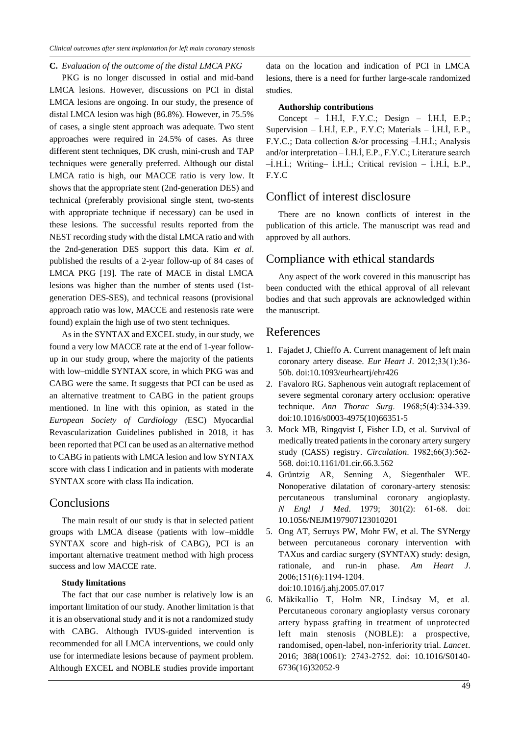**C.** *Evaluation of the outcome of the distal LMCA PKG*

PKG is no longer discussed in ostial and mid-band LMCA lesions. However, discussions on PCI in distal LMCA lesions are ongoing. In our study, the presence of distal LMCA lesion was high (86.8%). However, in 75.5% of cases, a single stent approach was adequate. Two stent approaches were required in 24.5% of cases. As three different stent techniques, DK crush, mini-crush and TAP techniques were generally preferred. Although our distal LMCA ratio is high, our MACCE ratio is very low. It shows that the appropriate stent (2nd-generation DES) and technical (preferably provisional single stent, two-stents with appropriate technique if necessary) can be used in these lesions. The successful results reported from the NEST recording study with the distal LMCA ratio and with the 2nd-generation DES support this data. Kim *et al*. published the results of a 2-year follow-up of 84 cases of LMCA PKG [19]. The rate of MACE in distal LMCA lesions was higher than the number of stents used (1st-generation DES-SES), and technical reasons (provisional approach ratio was low, MACCE and restenosis rate were found) explain the high use of two stent techniques.

As in the SYNTAX and EXCEL study, in our study, we found a very low MACCE rate at the end of 1-year follow-up in our study group, where the majority of the patients with low–middle SYNTAX score, in which PKG was and CABG were the same. It suggests that PCI can be used as an alternative treatment to CABG in the patient groups mentioned. In line with this opinion, as stated in the *European Society of Cardiology (*ESC) Myocardial Revascularization Guidelines published in 2018, it has been reported that PCI can be used as an alternative method to CABG in patients with LMCA lesion and low SYNTAX score with class I indication and in patients with moderate SYNTAX score with class IIa indication.

## Conclusions

The main result of our study is that in selected patient groups with LMCA disease (patients with low–middle SYNTAX score and high-risk of CABG), PCI is an important alternative treatment method with high process success and low MACCE rate.

### Study limitations

The fact that our case number is relatively low is an important limitation of our study. Another limitation is that it is an observational study and it is not a randomized study with CABG. Although IVUS-guided intervention is recommended for all LMCA interventions, we could only use for intermediate lesions because of payment problem. Although EXCEL and NOBLE studies provide important data on the location and indication of PCI in LMCA lesions, there is a need for further large-scale randomized studies.

### Authorship contributions

Concept – İ.H.İ, F.Y.C.; Design – İ.H.İ, E.P.; Supervision – İ.H.İ, E.P., F.Y.C; Materials – İ.H.İ, E.P., F.Y.C.; Data collection &/or processing –İ.H.İ.; Analysis and/or interpretation – İ.H.İ, E.P., F.Y.C.; Literature search –İ.H.İ.; Writing– İ.H.İ.; Critical revision – İ.H.İ, E.P., F.Y.C

## Conflict of interest disclosure

There are no known conflicts of interest in the publication of this article. The manuscript was read and approved by all authors.

## Compliance with ethical standards

Any aspect of the work covered in this manuscript has been conducted with the ethical approval of all relevant bodies and that such approvals are acknowledged within the manuscript.

## References

1. Fajadet J, Chieffo A. Current management of left main coronary artery disease. *Eur Heart J*. 2012;33(1):36-50b. doi:10.1093/eurheartj/ehr426
2. Favaloro RG. Saphenous vein autograft replacement of severe segmental coronary artery occlusion: operative technique. *Ann Thorac Surg*. 1968;5(4):334-339. doi:10.1016/s0003-4975(10)66351-5
3. Mock MB, Ringqvist I, Fisher LD, et al. Survival of medically treated patients in the coronary artery surgery study (CASS) registry. *Circulation*. 1982;66(3):562-568. doi:10.1161/01.cir.66.3.562
4. Grüntzig AR, Senning A, Siegenthaler WE. Nonoperative dilatation of coronary-artery stenosis: percutaneous transluminal coronary angioplasty. *N Engl J Med*. 1979; 301(2): 61-68. doi: 10.1056/NEJM197907123010201
5. Ong AT, Serruys PW, Mohr FW, et al. The SYNergy between percutaneous coronary intervention with TAXus and cardiac surgery (SYNTAX) study: design, rationale, and run-in phase. *Am Heart J*. 2006;151(6):1194-1204. doi:10.1016/j.ahj.2005.07.017
6. Mäkikallio T, Holm NR, Lindsay M, et al. Percutaneous coronary angioplasty versus coronary artery bypass grafting in treatment of unprotected left main stenosis (NOBLE): a prospective, randomised, open-label, non-inferiority trial. *Lancet*. 2016; 388(10061): 2743-2752. doi: 10.1016/S0140-6736(16)32052-9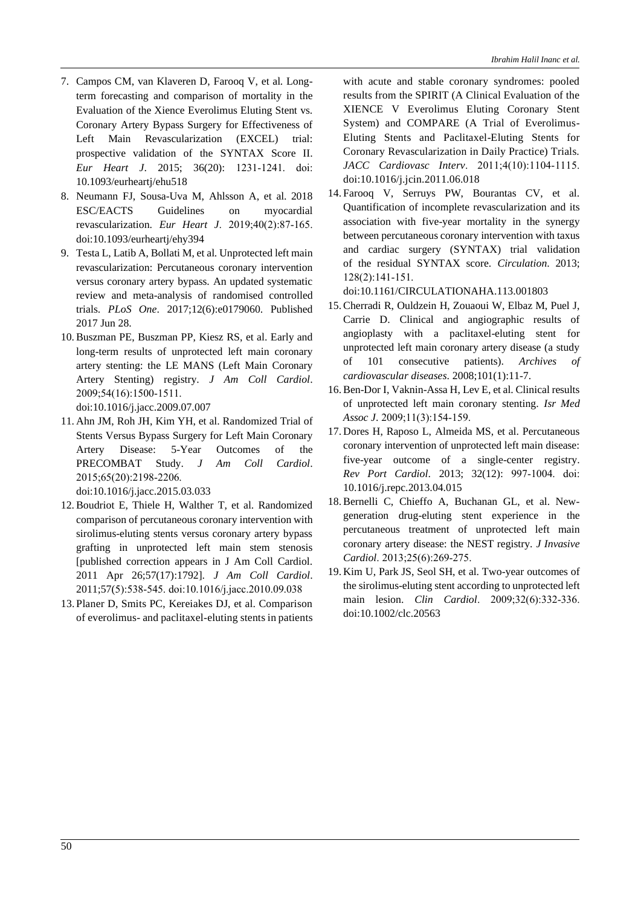7. Campos CM, van Klaveren D, Farooq V, et al. Long-term forecasting and comparison of mortality in the Evaluation of the Xience Everolimus Eluting Stent vs. Coronary Artery Bypass Surgery for Effectiveness of Left Main Revascularization (EXCEL) trial: prospective validation of the SYNTAX Score II. *Eur Heart J*. 2015; 36(20): 1231-1241. doi: 10.1093/eurheartj/ehu518
8. Neumann FJ, Sousa-Uva M, Ahlsson A, et al. 2018 ESC/EACTS Guidelines on myocardial revascularization. *Eur Heart J*. 2019;40(2):87-165. doi:10.1093/eurheartj/ehy394
9. Testa L, Latib A, Bollati M, et al. Unprotected left main revascularization: Percutaneous coronary intervention versus coronary artery bypass. An updated systematic review and meta-analysis of randomised controlled trials. *PLoS One*. 2017;12(6):e0179060. Published 2017 Jun 28.
10. Buszman PE, Buszman PP, Kiesz RS, et al. Early and long-term results of unprotected left main coronary artery stenting: the LE MANS (Left Main Coronary Artery Stenting) registry. *J Am Coll Cardiol*. 2009;54(16):1500-1511. doi:10.1016/j.jacc.2009.07.007
11. Ahn JM, Roh JH, Kim YH, et al. Randomized Trial of Stents Versus Bypass Surgery for Left Main Coronary Artery Disease: 5-Year Outcomes of the PRECOMBAT Study. *J Am Coll Cardiol*. 2015;65(20):2198-2206. doi:10.1016/j.jacc.2015.03.033
12. Boudriot E, Thiele H, Walther T, et al. Randomized comparison of percutaneous coronary intervention with sirolimus-eluting stents versus coronary artery bypass grafting in unprotected left main stem stenosis [published correction appears in J Am Coll Cardiol. 2011 Apr 26;57(17):1792]. *J Am Coll Cardiol*. 2011;57(5):538-545. doi:10.1016/j.jacc.2010.09.038
13. Planer D, Smits PC, Kereiakes DJ, et al. Comparison of everolimus- and paclitaxel-eluting stents in patients with acute and stable coronary syndromes: pooled results from the SPIRIT (A Clinical Evaluation of the XIENCE V Everolimus Eluting Coronary Stent System) and COMPARE (A Trial of Everolimus-Eluting Stents and Paclitaxel-Eluting Stents for Coronary Revascularization in Daily Practice) Trials. *JACC Cardiovasc Interv*. 2011;4(10):1104-1115. doi:10.1016/j.jcin.2011.06.018
14. Farooq V, Serruys PW, Bourantas CV, et al. Quantification of incomplete revascularization and its association with five-year mortality in the synergy between percutaneous coronary intervention with taxus and cardiac surgery (SYNTAX) trial validation of the residual SYNTAX score. *Circulation*. 2013; 128(2):141-151. doi:10.1161/CIRCULATIONAHA.113.001803
15. Cherradi R, Ouldzein H, Zouaoui W, Elbaz M, Puel J, Carrie D. Clinical and angiographic results of angioplasty with a paclitaxel-eluting stent for unprotected left main coronary artery disease (a study of 101 consecutive patients). *Archives of cardiovascular diseases*. 2008;101(1):11-7.
16. Ben-Dor I, Vaknin-Assa H, Lev E, et al. Clinical results of unprotected left main coronary stenting. *Isr Med Assoc J*. 2009;11(3):154-159.
17. Dores H, Raposo L, Almeida MS, et al. Percutaneous coronary intervention of unprotected left main disease: five-year outcome of a single-center registry. *Rev Port Cardiol*. 2013; 32(12): 997-1004. doi: 10.1016/j.repc.2013.04.015
18. Bernelli C, Chieffo A, Buchanan GL, et al. New-generation drug-eluting stent experience in the percutaneous treatment of unprotected left main coronary artery disease: the NEST registry. *J Invasive Cardiol*. 2013;25(6):269-275.
19. Kim U, Park JS, Seol SH, et al. Two-year outcomes of the sirolimus-eluting stent according to unprotected left main lesion. *Clin Cardiol*. 2009;32(6):332-336. doi:10.1002/clc.20563